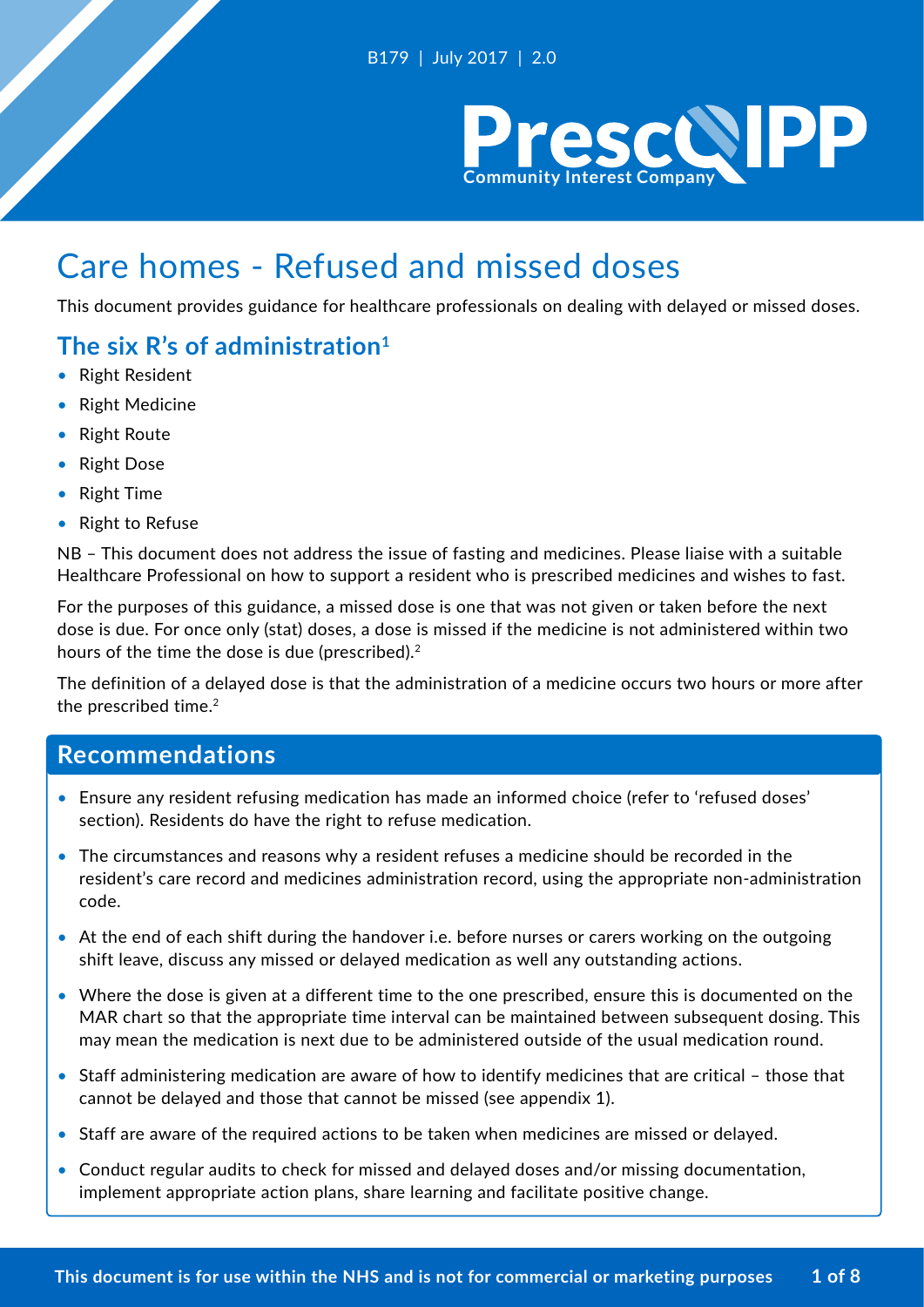B179 | July 2017 | 2.0

PrescQIPP Community Interest Company

# Care homes - Refused and missed doses

This document provides guidance for healthcare professionals on dealing with delayed or missed doses.

## The six R's of administration[1]

- Right Resident
- Right Medicine
- Right Route
- Right Dose
- Right Time
- Right to Refuse

NB – This document does not address the issue of fasting and medicines. Please liaise with a suitable Healthcare Professional on how to support a resident who is prescribed medicines and wishes to fast.

For the purposes of this guidance, a missed dose is one that was not given or taken before the next dose is due. For once only (stat) doses, a dose is missed if the medicine is not administered within two hours of the time the dose is due (prescribed).[2]

The definition of a delayed dose is that the administration of a medicine occurs two hours or more after the prescribed time.[2]

## Recommendations

- Ensure any resident refusing medication has made an informed choice (refer to 'refused doses' section). Residents do have the right to refuse medication.
- The circumstances and reasons why a resident refuses a medicine should be recorded in the resident's care record and medicines administration record, using the appropriate non-administration code.
- At the end of each shift during the handover i.e. before nurses or carers working on the outgoing shift leave, discuss any missed or delayed medication as well any outstanding actions.
- Where the dose is given at a different time to the one prescribed, ensure this is documented on the MAR chart so that the appropriate time interval can be maintained between subsequent dosing. This may mean the medication is next due to be administered outside of the usual medication round.
- Staff administering medication are aware of how to identify medicines that are critical – those that cannot be delayed and those that cannot be missed (see appendix 1).
- Staff are aware of the required actions to be taken when medicines are missed or delayed.
- Conduct regular audits to check for missed and delayed doses and/or missing documentation, implement appropriate action plans, share learning and facilitate positive change.

This document is for use within the NHS and is not for commercial or marketing purposes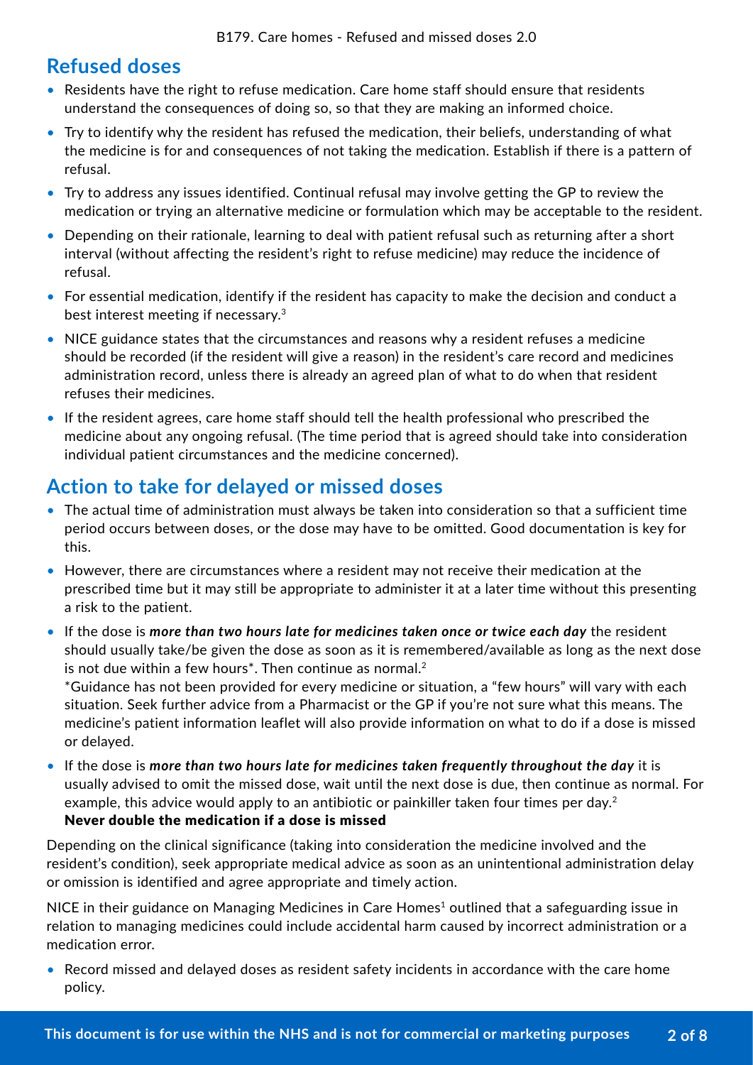## Refused doses

- Residents have the right to refuse medication. Care home staff should ensure that residents understand the consequences of doing so, so that they are making an informed choice.
- Try to identify why the resident has refused the medication, their beliefs, understanding of what the medicine is for and consequences of not taking the medication. Establish if there is a pattern of refusal.
- Try to address any issues identified. Continual refusal may involve getting the GP to review the medication or trying an alternative medicine or formulation which may be acceptable to the resident.
- Depending on their rationale, learning to deal with patient refusal such as returning after a short interval (without affecting the resident's right to refuse medicine) may reduce the incidence of refusal.
- For essential medication, identify if the resident has capacity to make the decision and conduct a best interest meeting if necessary.[3]
- NICE guidance states that the circumstances and reasons why a resident refuses a medicine should be recorded (if the resident will give a reason) in the resident's care record and medicines administration record, unless there is already an agreed plan of what to do when that resident refuses their medicines.
- If the resident agrees, care home staff should tell the health professional who prescribed the medicine about any ongoing refusal. (The time period that is agreed should take into consideration individual patient circumstances and the medicine concerned).

## Action to take for delayed or missed doses

- The actual time of administration must always be taken into consideration so that a sufficient time period occurs between doses, or the dose may have to be omitted. Good documentation is key for this.
- However, there are circumstances where a resident may not receive their medication at the prescribed time but it may still be appropriate to administer it at a later time without this presenting a risk to the patient.
- If the dose is ***more than two hours late for medicines taken once or twice each day*** the resident should usually take/be given the dose as soon as it is remembered/available as long as the next dose is not due within a few hours*. Then continue as normal.[2]

  *Guidance has not been provided for every medicine or situation, a "few hours" will vary with each situation. Seek further advice from a Pharmacist or the GP if you're not sure what this means. The medicine's patient information leaflet will also provide information on what to do if a dose is missed or delayed.
- If the dose is ***more than two hours late for medicines taken frequently throughout the day*** it is usually advised to omit the missed dose, wait until the next dose is due, then continue as normal. For example, this advice would apply to an antibiotic or painkiller taken four times per day.[2]

  **Never double the medication if a dose is missed**

Depending on the clinical significance (taking into consideration the medicine involved and the resident's condition), seek appropriate medical advice as soon as an unintentional administration delay or omission is identified and agree appropriate and timely action.

NICE in their guidance on Managing Medicines in Care Homes[1] outlined that a safeguarding issue in relation to managing medicines could include accidental harm caused by incorrect administration or a medication error.

- Record missed and delayed doses as resident safety incidents in accordance with the care home policy.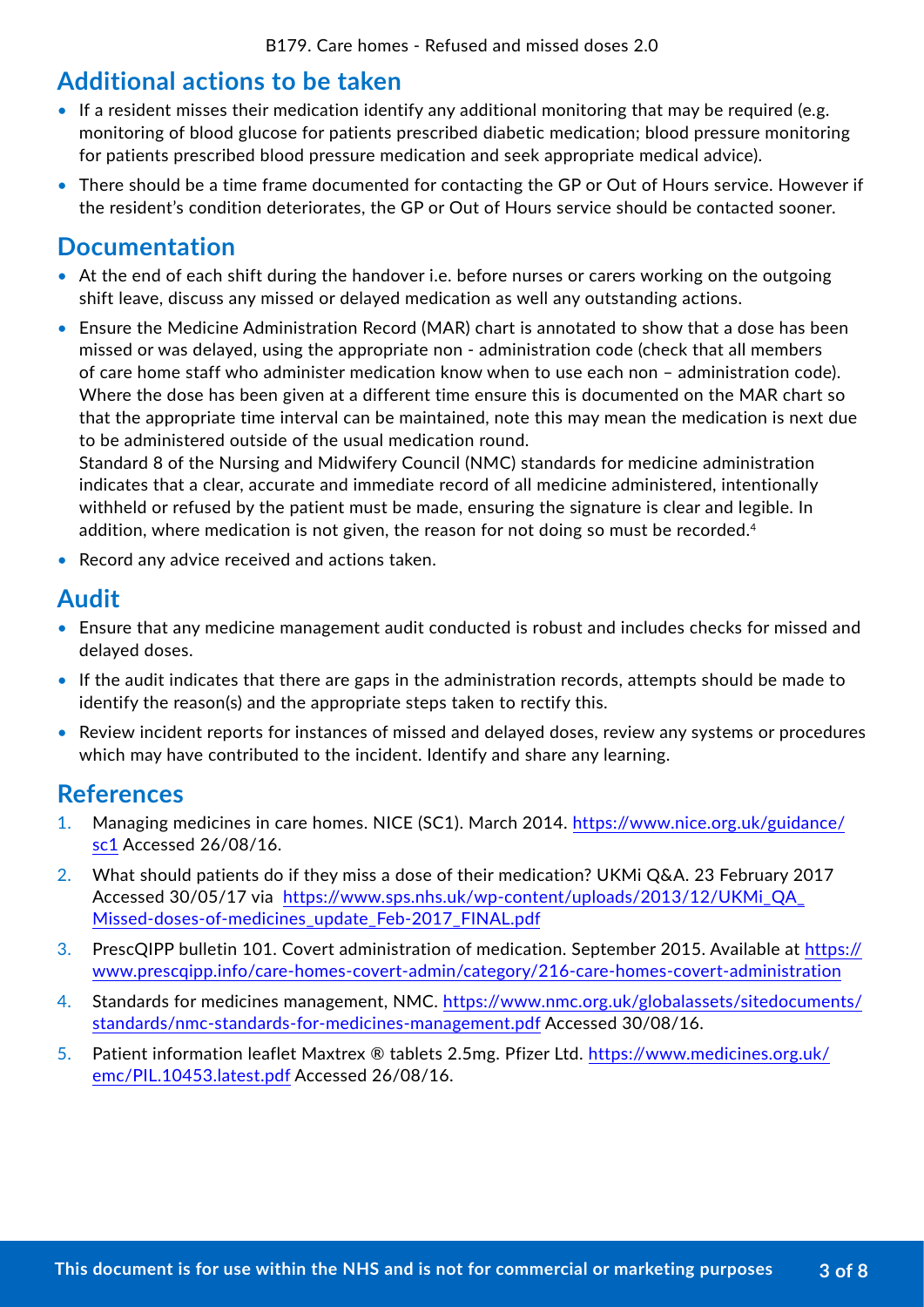## Additional actions to be taken

- If a resident misses their medication identify any additional monitoring that may be required (e.g. monitoring of blood glucose for patients prescribed diabetic medication; blood pressure monitoring for patients prescribed blood pressure medication and seek appropriate medical advice).
- There should be a time frame documented for contacting the GP or Out of Hours service. However if the resident's condition deteriorates, the GP or Out of Hours service should be contacted sooner.

## Documentation

- At the end of each shift during the handover i.e. before nurses or carers working on the outgoing shift leave, discuss any missed or delayed medication as well any outstanding actions.
- Ensure the Medicine Administration Record (MAR) chart is annotated to show that a dose has been missed or was delayed, using the appropriate non - administration code (check that all members of care home staff who administer medication know when to use each non – administration code). Where the dose has been given at a different time ensure this is documented on the MAR chart so that the appropriate time interval can be maintained, note this may mean the medication is next due to be administered outside of the usual medication round.
  Standard 8 of the Nursing and Midwifery Council (NMC) standards for medicine administration indicates that a clear, accurate and immediate record of all medicine administered, intentionally withheld or refused by the patient must be made, ensuring the signature is clear and legible. In addition, where medication is not given, the reason for not doing so must be recorded.[4]
- Record any advice received and actions taken.

## Audit

- Ensure that any medicine management audit conducted is robust and includes checks for missed and delayed doses.
- If the audit indicates that there are gaps in the administration records, attempts should be made to identify the reason(s) and the appropriate steps taken to rectify this.
- Review incident reports for instances of missed and delayed doses, review any systems or procedures which may have contributed to the incident. Identify and share any learning.

## References

1. Managing medicines in care homes. NICE (SC1). March 2014. https://www.nice.org.uk/guidance/sc1 Accessed 26/08/16.
2. What should patients do if they miss a dose of their medication? UKMi Q&A. 23 February 2017 Accessed 30/05/17 via https://www.sps.nhs.uk/wp-content/uploads/2013/12/UKMi_QA_Missed-doses-of-medicines_update_Feb-2017_FINAL.pdf
3. PrescQIPP bulletin 101. Covert administration of medication. September 2015. Available at https://www.prescqipp.info/care-homes-covert-admin/category/216-care-homes-covert-administration
4. Standards for medicines management, NMC. https://www.nmc.org.uk/globalassets/sitedocuments/standards/nmc-standards-for-medicines-management.pdf Accessed 30/08/16.
5. Patient information leaflet Maxtrex ® tablets 2.5mg. Pfizer Ltd. https://www.medicines.org.uk/emc/PIL.10453.latest.pdf Accessed 26/08/16.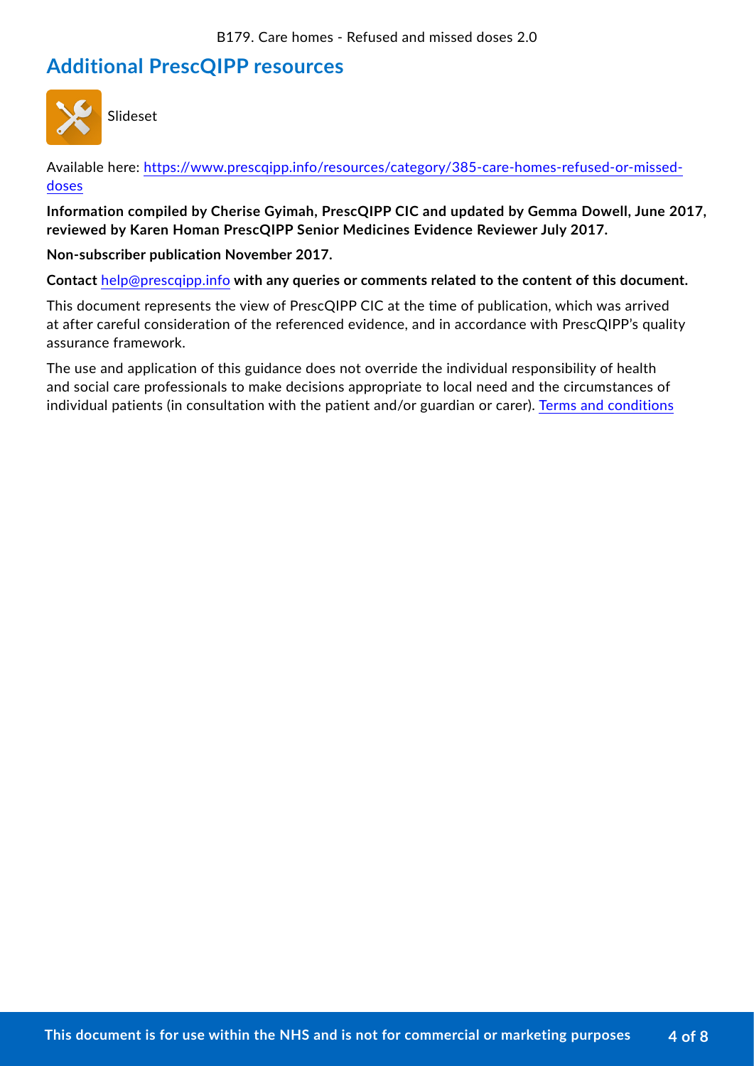## Additional PrescQIPP resources

Slideset

Available here: https://www.prescqipp.info/resources/category/385-care-homes-refused-or-missed-doses

**Information compiled by Cherise Gyimah, PrescQIPP CIC and updated by Gemma Dowell, June 2017, reviewed by Karen Homan PrescQIPP Senior Medicines Evidence Reviewer July 2017.**

**Non-subscriber publication November 2017.**

**Contact** help@prescqipp.info **with any queries or comments related to the content of this document.**

This document represents the view of PrescQIPP CIC at the time of publication, which was arrived at after careful consideration of the referenced evidence, and in accordance with PrescQIPP's quality assurance framework.

The use and application of this guidance does not override the individual responsibility of health and social care professionals to make decisions appropriate to local need and the circumstances of individual patients (in consultation with the patient and/or guardian or carer). Terms and conditions

This document is for use within the NHS and is not for commercial or marketing purposes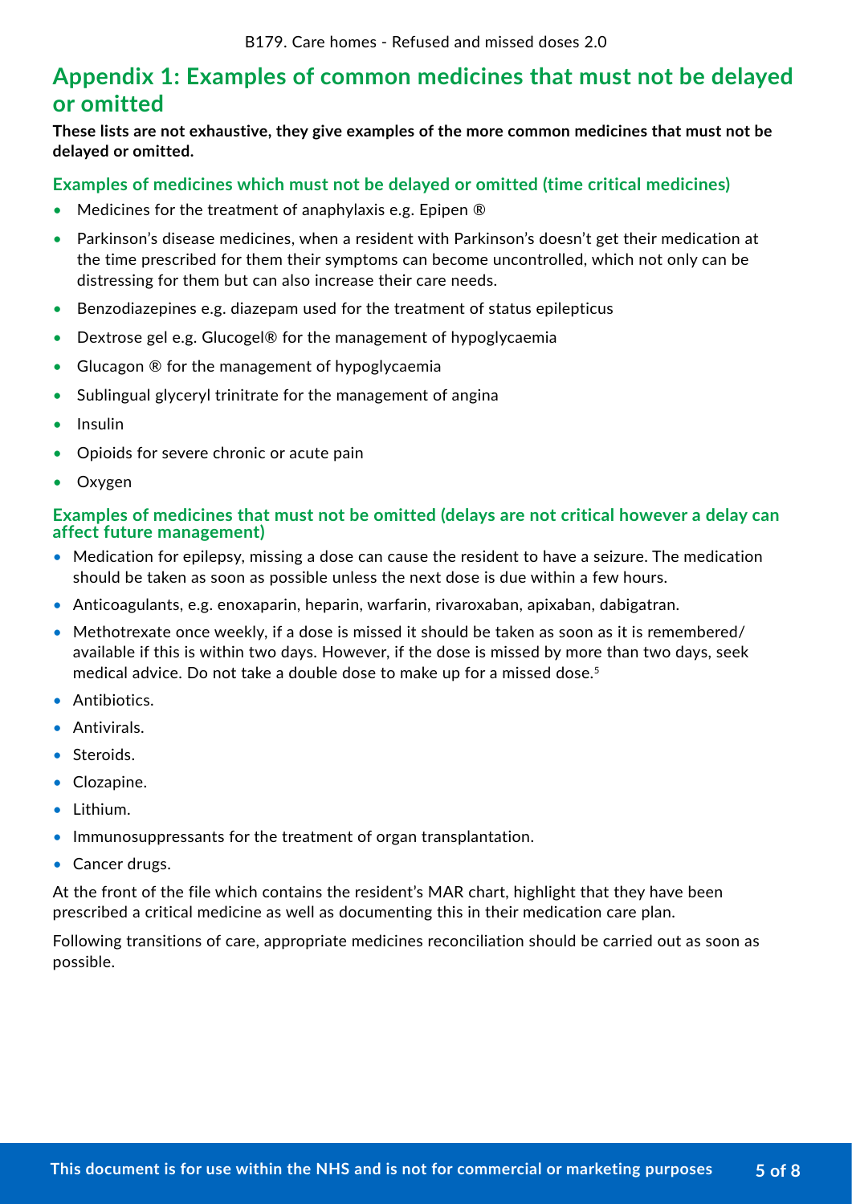## Appendix 1: Examples of common medicines that must not be delayed or omitted

**These lists are not exhaustive, they give examples of the more common medicines that must not be delayed or omitted.**

### Examples of medicines which must not be delayed or omitted (time critical medicines)

- Medicines for the treatment of anaphylaxis e.g. Epipen ®
- Parkinson's disease medicines, when a resident with Parkinson's doesn't get their medication at the time prescribed for them their symptoms can become uncontrolled, which not only can be distressing for them but can also increase their care needs.
- Benzodiazepines e.g. diazepam used for the treatment of status epilepticus
- Dextrose gel e.g. Glucogel® for the management of hypoglycaemia
- Glucagon ® for the management of hypoglycaemia
- Sublingual glyceryl trinitrate for the management of angina
- Insulin
- Opioids for severe chronic or acute pain
- Oxygen

### Examples of medicines that must not be omitted (delays are not critical however a delay can affect future management)

- Medication for epilepsy, missing a dose can cause the resident to have a seizure. The medication should be taken as soon as possible unless the next dose is due within a few hours.
- Anticoagulants, e.g. enoxaparin, heparin, warfarin, rivaroxaban, apixaban, dabigatran.
- Methotrexate once weekly, if a dose is missed it should be taken as soon as it is remembered/available if this is within two days. However, if the dose is missed by more than two days, seek medical advice. Do not take a double dose to make up for a missed dose.[5]
- Antibiotics.
- Antivirals.
- Steroids.
- Clozapine.
- Lithium.
- Immunosuppressants for the treatment of organ transplantation.
- Cancer drugs.

At the front of the file which contains the resident's MAR chart, highlight that they have been prescribed a critical medicine as well as documenting this in their medication care plan.

Following transitions of care, appropriate medicines reconciliation should be carried out as soon as possible.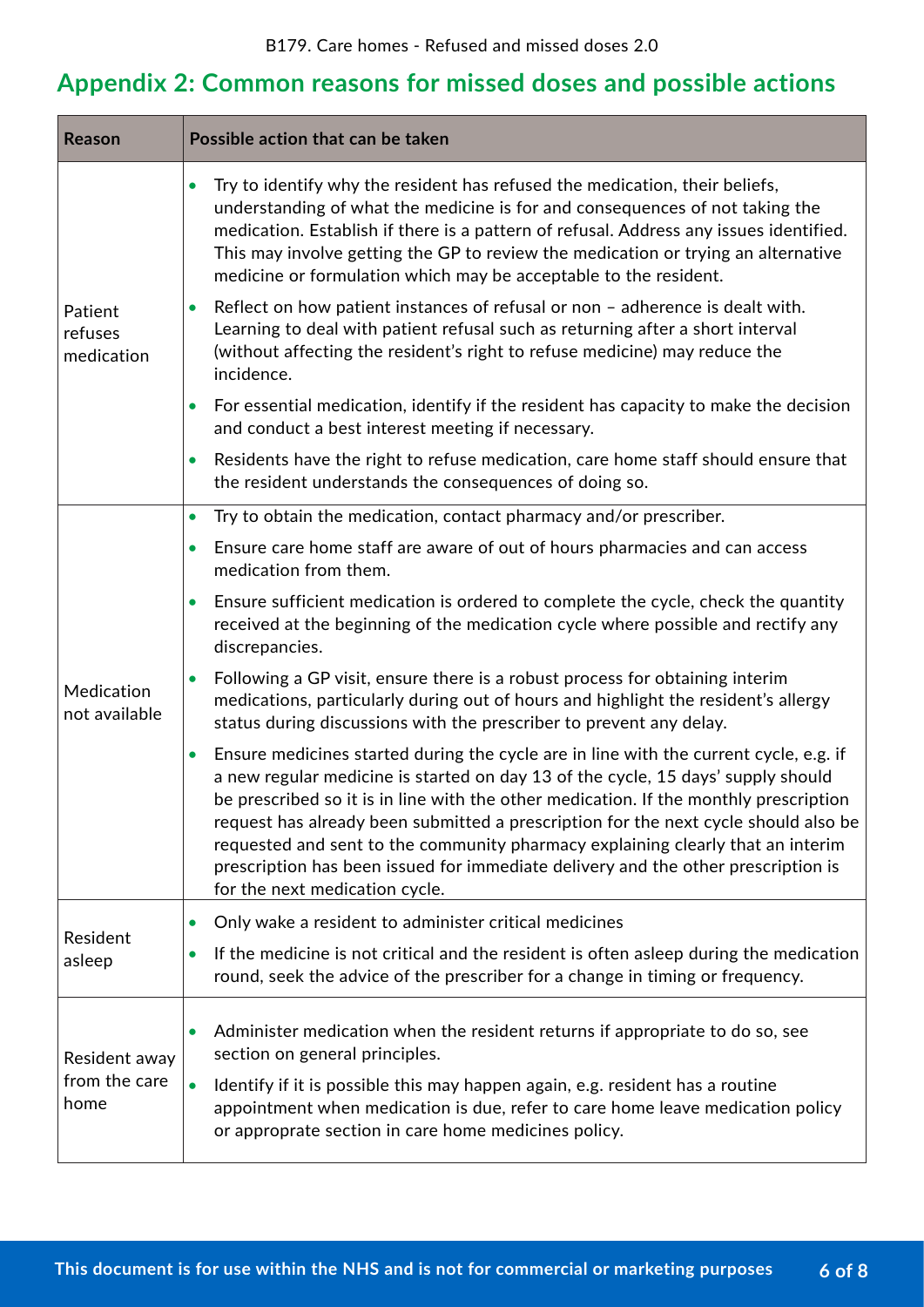## Appendix 2: Common reasons for missed doses and possible actions

| Reason | Possible action that can be taken |
|---|---|
| Patient refuses medication | • Try to identify why the resident has refused the medication, their beliefs, understanding of what the medicine is for and consequences of not taking the medication. Establish if there is a pattern of refusal. Address any issues identified. This may involve getting the GP to review the medication or trying an alternative medicine or formulation which may be acceptable to the resident.<br>• Reflect on how patient instances of refusal or non – adherence is dealt with. Learning to deal with patient refusal such as returning after a short interval (without affecting the resident's right to refuse medicine) may reduce the incidence.<br>• For essential medication, identify if the resident has capacity to make the decision and conduct a best interest meeting if necessary.<br>• Residents have the right to refuse medication, care home staff should ensure that the resident understands the consequences of doing so. |
| Medication not available | • Try to obtain the medication, contact pharmacy and/or prescriber.<br>• Ensure care home staff are aware of out of hours pharmacies and can access medication from them.<br>• Ensure sufficient medication is ordered to complete the cycle, check the quantity received at the beginning of the medication cycle where possible and rectify any discrepancies.<br>• Following a GP visit, ensure there is a robust process for obtaining interim medications, particularly during out of hours and highlight the resident's allergy status during discussions with the prescriber to prevent any delay.<br>• Ensure medicines started during the cycle are in line with the current cycle, e.g. if a new regular medicine is started on day 13 of the cycle, 15 days' supply should be prescribed so it is in line with the other medication. If the monthly prescription request has already been submitted a prescription for the next cycle should also be requested and sent to the community pharmacy explaining clearly that an interim prescription has been issued for immediate delivery and the other prescription is for the next medication cycle. |
| Resident asleep | • Only wake a resident to administer critical medicines<br>• If the medicine is not critical and the resident is often asleep during the medication round, seek the advice of the prescriber for a change in timing or frequency. |
| Resident away from the care home | • Administer medication when the resident returns if appropriate to do so, see section on general principles.<br>• Identify if it is possible this may happen again, e.g. resident has a routine appointment when medication is due, refer to care home leave medication policy or approprate section in care home medicines policy. |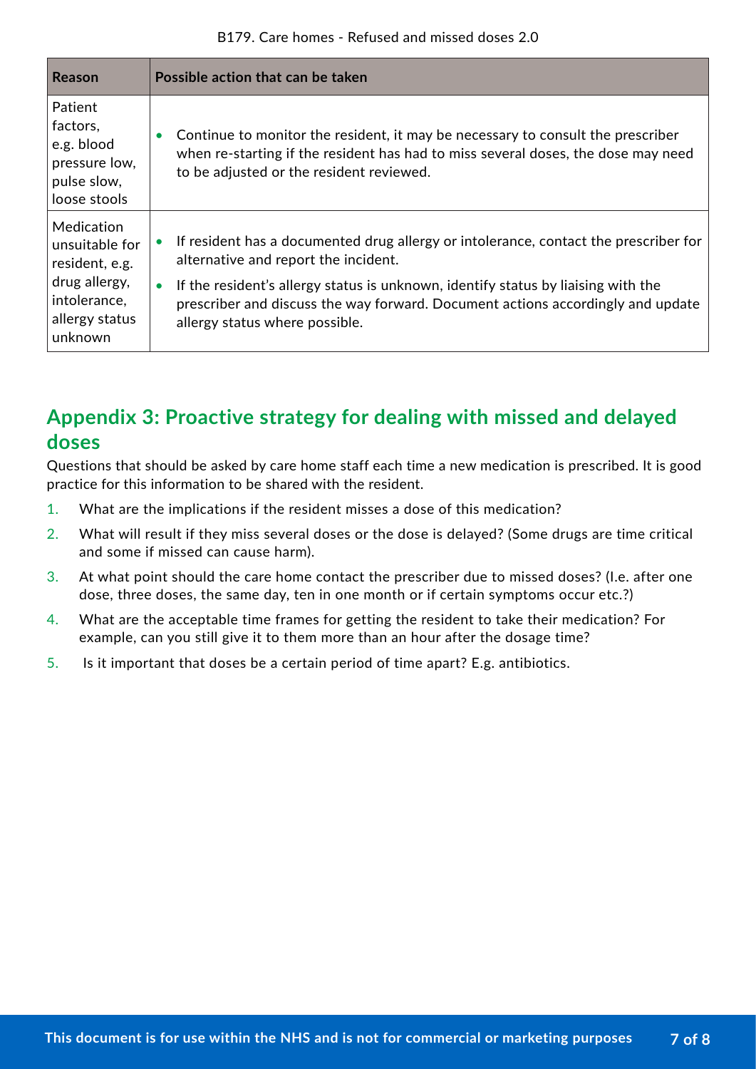| Reason | Possible action that can be taken |
|---|---|
| Patient factors, e.g. blood pressure low, pulse slow, loose stools | • Continue to monitor the resident, it may be necessary to consult the prescriber when re-starting if the resident has had to miss several doses, the dose may need to be adjusted or the resident reviewed. |
| Medication unsuitable for resident, e.g. drug allergy, intolerance, allergy status unknown | • If resident has a documented drug allergy or intolerance, contact the prescriber for alternative and report the incident.<br>• If the resident's allergy status is unknown, identify status by liaising with the prescriber and discuss the way forward. Document actions accordingly and update allergy status where possible. |

## Appendix 3: Proactive strategy for dealing with missed and delayed doses

Questions that should be asked by care home staff each time a new medication is prescribed. It is good practice for this information to be shared with the resident.

1. What are the implications if the resident misses a dose of this medication?
2. What will result if they miss several doses or the dose is delayed? (Some drugs are time critical and some if missed can cause harm).
3. At what point should the care home contact the prescriber due to missed doses? (I.e. after one dose, three doses, the same day, ten in one month or if certain symptoms occur etc.?)
4. What are the acceptable time frames for getting the resident to take their medication? For example, can you still give it to them more than an hour after the dosage time?
5. Is it important that doses be a certain period of time apart? E.g. antibiotics.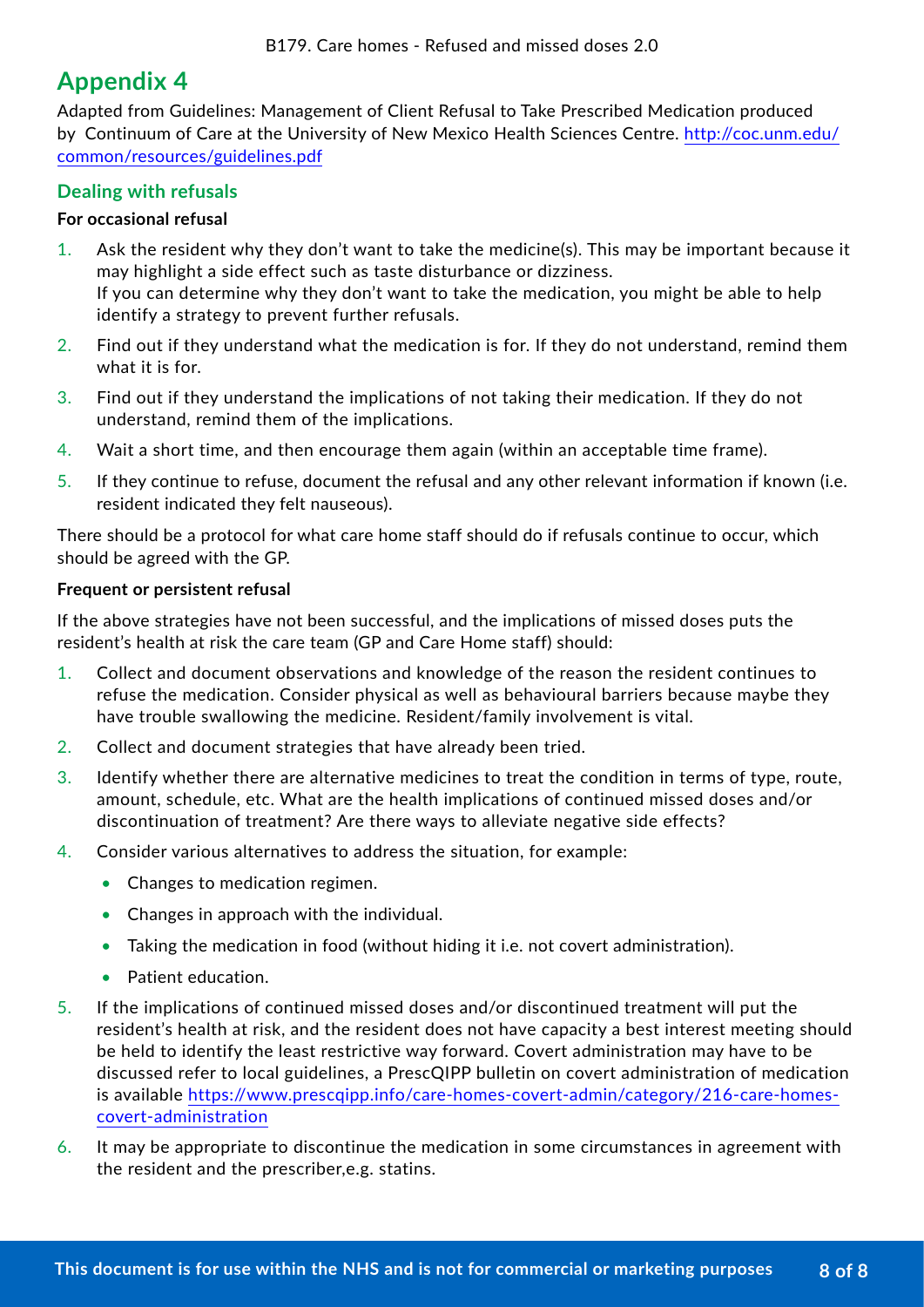## Appendix 4

Adapted from Guidelines: Management of Client Refusal to Take Prescribed Medication produced by Continuum of Care at the University of New Mexico Health Sciences Centre. http://coc.unm.edu/common/resources/guidelines.pdf

### Dealing with refusals

**For occasional refusal**

1. Ask the resident why they don't want to take the medicine(s). This may be important because it may highlight a side effect such as taste disturbance or dizziness.
   If you can determine why they don't want to take the medication, you might be able to help identify a strategy to prevent further refusals.
2. Find out if they understand what the medication is for. If they do not understand, remind them what it is for.
3. Find out if they understand the implications of not taking their medication. If they do not understand, remind them of the implications.
4. Wait a short time, and then encourage them again (within an acceptable time frame).
5. If they continue to refuse, document the refusal and any other relevant information if known (i.e. resident indicated they felt nauseous).

There should be a protocol for what care home staff should do if refusals continue to occur, which should be agreed with the GP.

**Frequent or persistent refusal**

If the above strategies have not been successful, and the implications of missed doses puts the resident's health at risk the care team (GP and Care Home staff) should:

1. Collect and document observations and knowledge of the reason the resident continues to refuse the medication. Consider physical as well as behavioural barriers because maybe they have trouble swallowing the medicine. Resident/family involvement is vital.
2. Collect and document strategies that have already been tried.
3. Identify whether there are alternative medicines to treat the condition in terms of type, route, amount, schedule, etc. What are the health implications of continued missed doses and/or discontinuation of treatment? Are there ways to alleviate negative side effects?
4. Consider various alternatives to address the situation, for example:
   - Changes to medication regimen.
   - Changes in approach with the individual.
   - Taking the medication in food (without hiding it i.e. not covert administration).
   - Patient education.
5. If the implications of continued missed doses and/or discontinued treatment will put the resident's health at risk, and the resident does not have capacity a best interest meeting should be held to identify the least restrictive way forward. Covert administration may have to be discussed refer to local guidelines, a PrescQIPP bulletin on covert administration of medication is available https://www.prescqipp.info/care-homes-covert-admin/category/216-care-homes-covert-administration
6. It may be appropriate to discontinue the medication in some circumstances in agreement with the resident and the prescriber,e.g. statins.